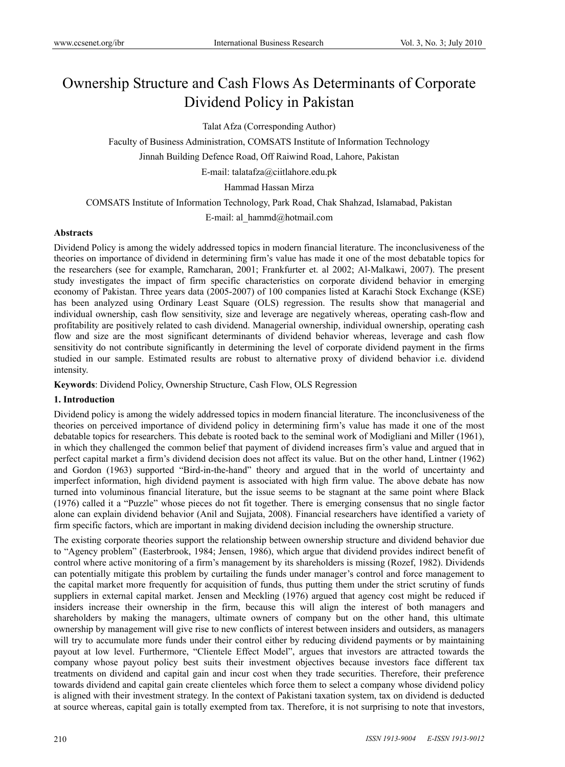# Ownership Structure and Cash Flows As Determinants of Corporate Dividend Policy in Pakistan

Talat Afza (Corresponding Author)

Faculty of Business Administration, COMSATS Institute of Information Technology

Jinnah Building Defence Road, Off Raiwind Road, Lahore, Pakistan

E-mail: talatafza@ciitlahore.edu.pk

Hammad Hassan Mirza

COMSATS Institute of Information Technology, Park Road, Chak Shahzad, Islamabad, Pakistan

E-mail: al_hammd@hotmail.com

## Abstracts

Dividend Policy is among the widely addressed topics in modern financial literature. The inconclusiveness of the theories on importance of dividend in determining firm's value has made it one of the most debatable topics for the researchers (see for example, Ramcharan, 2001; Frankfurter et. al 2002; Al-Malkawi, 2007). The present study investigates the impact of firm specific characteristics on corporate dividend behavior in emerging economy of Pakistan. Three years data (2005-2007) of 100 companies listed at Karachi Stock Exchange (KSE) has been analyzed using Ordinary Least Square (OLS) regression. The results show that managerial and individual ownership, cash flow sensitivity, size and leverage are negatively whereas, operating cash-flow and profitability are positively related to cash dividend. Managerial ownership, individual ownership, operating cash flow and size are the most significant determinants of dividend behavior whereas, leverage and cash flow sensitivity do not contribute significantly in determining the level of corporate dividend payment in the firms studied in our sample. Estimated results are robust to alternative proxy of dividend behavior i.e. dividend intensity.

**Keywords**: Dividend Policy, Ownership Structure, Cash Flow, OLS Regression

## 1. Introduction

Dividend policy is among the widely addressed topics in modern financial literature. The inconclusiveness of the theories on perceived importance of dividend policy in determining firm's value has made it one of the most debatable topics for researchers. This debate is rooted back to the seminal work of Modigliani and Miller (1961), in which they challenged the common belief that payment of dividend increases firm's value and argued that in perfect capital market a firm's dividend decision does not affect its value. But on the other hand, Lintner (1962) and Gordon (1963) supported "Bird-in-the-hand" theory and argued that in the world of uncertainty and imperfect information, high dividend payment is associated with high firm value. The above debate has now turned into voluminous financial literature, but the issue seems to be stagnant at the same point where Black (1976) called it a "Puzzle" whose pieces do not fit together. There is emerging consensus that no single factor alone can explain dividend behavior (Anil and Sujjata, 2008). Financial researchers have identified a variety of firm specific factors, which are important in making dividend decision including the ownership structure.

The existing corporate theories support the relationship between ownership structure and dividend behavior due to "Agency problem" (Easterbrook, 1984; Jensen, 1986), which argue that dividend provides indirect benefit of control where active monitoring of a firm's management by its shareholders is missing (Rozef, 1982). Dividends can potentially mitigate this problem by curtailing the funds under manager's control and force management to the capital market more frequently for acquisition of funds, thus putting them under the strict scrutiny of funds suppliers in external capital market. Jensen and Meckling (1976) argued that agency cost might be reduced if insiders increase their ownership in the firm, because this will align the interest of both managers and shareholders by making the managers, ultimate owners of company but on the other hand, this ultimate ownership by management will give rise to new conflicts of interest between insiders and outsiders, as managers will try to accumulate more funds under their control either by reducing dividend payments or by maintaining payout at low level. Furthermore, "Clientele Effect Model", argues that investors are attracted towards the company whose payout policy best suits their investment objectives because investors face different tax treatments on dividend and capital gain and incur cost when they trade securities. Therefore, their preference towards dividend and capital gain create clienteles which force them to select a company whose dividend policy is aligned with their investment strategy. In the context of Pakistani taxation system, tax on dividend is deducted at source whereas, capital gain is totally exempted from tax. Therefore, it is not surprising to note that investors,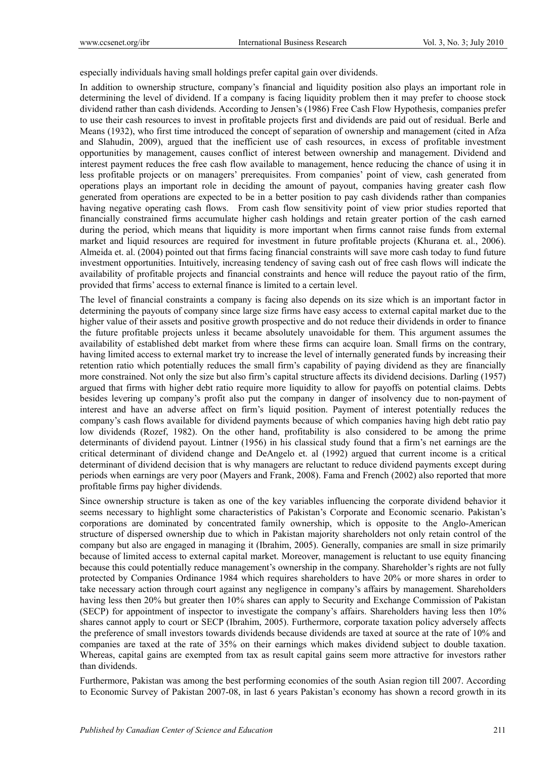especially individuals having small holdings prefer capital gain over dividends.

In addition to ownership structure, company's financial and liquidity position also plays an important role in determining the level of dividend. If a company is facing liquidity problem then it may prefer to choose stock dividend rather than cash dividends. According to Jensen's (1986) Free Cash Flow Hypothesis, companies prefer to use their cash resources to invest in profitable projects first and dividends are paid out of residual. Berle and Means (1932), who first time introduced the concept of separation of ownership and management (cited in Afza and Slahudin, 2009), argued that the inefficient use of cash resources, in excess of profitable investment opportunities by management, causes conflict of interest between ownership and management. Dividend and interest payment reduces the free cash flow available to management, hence reducing the chance of using it in less profitable projects or on managers' prerequisites. From companies' point of view, cash generated from operations plays an important role in deciding the amount of payout, companies having greater cash flow generated from operations are expected to be in a better position to pay cash dividends rather than companies having negative operating cash flows. From cash flow sensitivity point of view prior studies reported that financially constrained firms accumulate higher cash holdings and retain greater portion of the cash earned during the period, which means that liquidity is more important when firms cannot raise funds from external market and liquid resources are required for investment in future profitable projects (Khurana et. al., 2006). Almeida et. al. (2004) pointed out that firms facing financial constraints will save more cash today to fund future investment opportunities. Intuitively, increasing tendency of saving cash out of free cash flows will indicate the availability of profitable projects and financial constraints and hence will reduce the payout ratio of the firm, provided that firms' access to external finance is limited to a certain level.

The level of financial constraints a company is facing also depends on its size which is an important factor in determining the payouts of company since large size firms have easy access to external capital market due to the higher value of their assets and positive growth prospective and do not reduce their dividends in order to finance the future profitable projects unless it became absolutely unavoidable for them. This argument assumes the availability of established debt market from where these firms can acquire loan. Small firms on the contrary, having limited access to external market try to increase the level of internally generated funds by increasing their retention ratio which potentially reduces the small firm's capability of paying dividend as they are financially more constrained. Not only the size but also firm's capital structure affects its dividend decisions. Darling (1957) argued that firms with higher debt ratio require more liquidity to allow for payoffs on potential claims. Debts besides levering up company's profit also put the company in danger of insolvency due to non-payment of interest and have an adverse affect on firm's liquid position. Payment of interest potentially reduces the company's cash flows available for dividend payments because of which companies having high debt ratio pay low dividends (Rozef, 1982). On the other hand, profitability is also considered to be among the prime determinants of dividend payout. Lintner (1956) in his classical study found that a firm's net earnings are the critical determinant of dividend change and DeAngelo et. al (1992) argued that current income is a critical determinant of dividend decision that is why managers are reluctant to reduce dividend payments except during periods when earnings are very poor (Mayers and Frank, 2008). Fama and French (2002) also reported that more profitable firms pay higher dividends.

Since ownership structure is taken as one of the key variables influencing the corporate dividend behavior it seems necessary to highlight some characteristics of Pakistan's Corporate and Economic scenario. Pakistan's corporations are dominated by concentrated family ownership, which is opposite to the Anglo-American structure of dispersed ownership due to which in Pakistan majority shareholders not only retain control of the company but also are engaged in managing it (Ibrahim, 2005). Generally, companies are small in size primarily because of limited access to external capital market. Moreover, management is reluctant to use equity financing because this could potentially reduce management's ownership in the company. Shareholder's rights are not fully protected by Companies Ordinance 1984 which requires shareholders to have 20% or more shares in order to take necessary action through court against any negligence in company's affairs by management. Shareholders having less then 20% but greater then 10% shares can apply to Security and Exchange Commission of Pakistan (SECP) for appointment of inspector to investigate the company's affairs. Shareholders having less then 10% shares cannot apply to court or SECP (Ibrahim, 2005). Furthermore, corporate taxation policy adversely affects the preference of small investors towards dividends because dividends are taxed at source at the rate of 10% and companies are taxed at the rate of 35% on their earnings which makes dividend subject to double taxation. Whereas, capital gains are exempted from tax as result capital gains seem more attractive for investors rather than dividends.

Furthermore, Pakistan was among the best performing economies of the south Asian region till 2007. According to Economic Survey of Pakistan 2007-08, in last 6 years Pakistan's economy has shown a record growth in its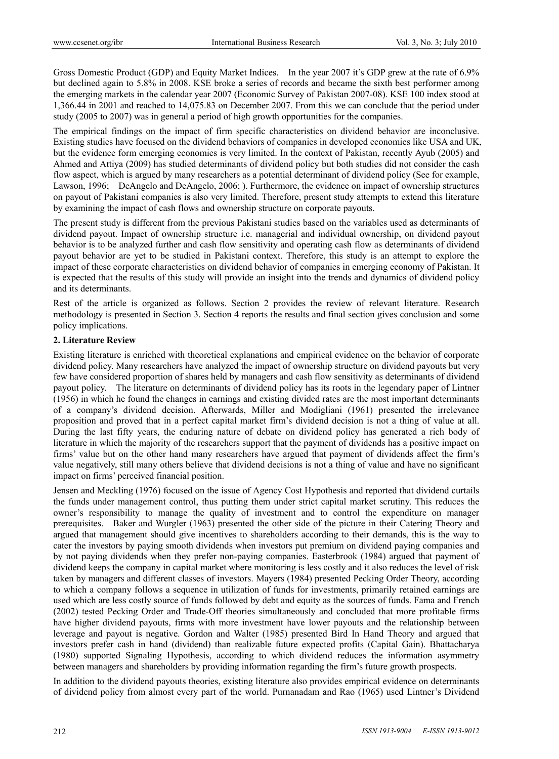Gross Domestic Product (GDP) and Equity Market Indices. In the year 2007 it's GDP grew at the rate of 6.9% but declined again to 5.8% in 2008. KSE broke a series of records and became the sixth best performer among the emerging markets in the calendar year 2007 (Economic Survey of Pakistan 2007-08). KSE 100 index stood at 1,366.44 in 2001 and reached to 14,075.83 on December 2007. From this we can conclude that the period under study (2005 to 2007) was in general a period of high growth opportunities for the companies.

The empirical findings on the impact of firm specific characteristics on dividend behavior are inconclusive. Existing studies have focused on the dividend behaviors of companies in developed economies like USA and UK, but the evidence form emerging economies is very limited. In the context of Pakistan, recently Ayub (2005) and Ahmed and Attiya (2009) has studied determinants of dividend policy but both studies did not consider the cash flow aspect, which is argued by many researchers as a potential determinant of dividend policy (See for example, Lawson, 1996; DeAngelo and DeAngelo, 2006; ). Furthermore, the evidence on impact of ownership structures on payout of Pakistani companies is also very limited. Therefore, present study attempts to extend this literature by examining the impact of cash flows and ownership structure on corporate payouts.

The present study is different from the previous Pakistani studies based on the variables used as determinants of dividend payout. Impact of ownership structure i.e. managerial and individual ownership, on dividend payout behavior is to be analyzed further and cash flow sensitivity and operating cash flow as determinants of dividend payout behavior are yet to be studied in Pakistani context. Therefore, this study is an attempt to explore the impact of these corporate characteristics on dividend behavior of companies in emerging economy of Pakistan. It is expected that the results of this study will provide an insight into the trends and dynamics of dividend policy and its determinants.

Rest of the article is organized as follows. Section 2 provides the review of relevant literature. Research methodology is presented in Section 3. Section 4 reports the results and final section gives conclusion and some policy implications.

## 2. Literature Review

Existing literature is enriched with theoretical explanations and empirical evidence on the behavior of corporate dividend policy. Many researchers have analyzed the impact of ownership structure on dividend payouts but very few have considered proportion of shares held by managers and cash flow sensitivity as determinants of dividend payout policy. The literature on determinants of dividend policy has its roots in the legendary paper of Lintner (1956) in which he found the changes in earnings and existing divided rates are the most important determinants of a company's dividend decision. Afterwards, Miller and Modigliani (1961) presented the irrelevance proposition and proved that in a perfect capital market firm's dividend decision is not a thing of value at all. During the last fifty years, the enduring nature of debate on dividend policy has generated a rich body of literature in which the majority of the researchers support that the payment of dividends has a positive impact on firms' value but on the other hand many researchers have argued that payment of dividends affect the firm's value negatively, still many others believe that dividend decisions is not a thing of value and have no significant impact on firms' perceived financial position.

Jensen and Meckling (1976) focused on the issue of Agency Cost Hypothesis and reported that dividend curtails the funds under management control, thus putting them under strict capital market scrutiny. This reduces the owner's responsibility to manage the quality of investment and to control the expenditure on manager prerequisites. Baker and Wurgler (1963) presented the other side of the picture in their Catering Theory and argued that management should give incentives to shareholders according to their demands, this is the way to cater the investors by paying smooth dividends when investors put premium on dividend paying companies and by not paying dividends when they prefer non-paying companies. Easterbrook (1984) argued that payment of dividend keeps the company in capital market where monitoring is less costly and it also reduces the level of risk taken by managers and different classes of investors. Mayers (1984) presented Pecking Order Theory, according to which a company follows a sequence in utilization of funds for investments, primarily retained earnings are used which are less costly source of funds followed by debt and equity as the sources of funds. Fama and French (2002) tested Pecking Order and Trade-Off theories simultaneously and concluded that more profitable firms have higher dividend payouts, firms with more investment have lower payouts and the relationship between leverage and payout is negative. Gordon and Walter (1985) presented Bird In Hand Theory and argued that investors prefer cash in hand (dividend) than realizable future expected profits (Capital Gain). Bhattacharya (1980) supported Signaling Hypothesis, according to which dividend reduces the information asymmetry between managers and shareholders by providing information regarding the firm's future growth prospects.

In addition to the dividend payouts theories, existing literature also provides empirical evidence on determinants of dividend policy from almost every part of the world. Purnanadam and Rao (1965) used Lintner's Dividend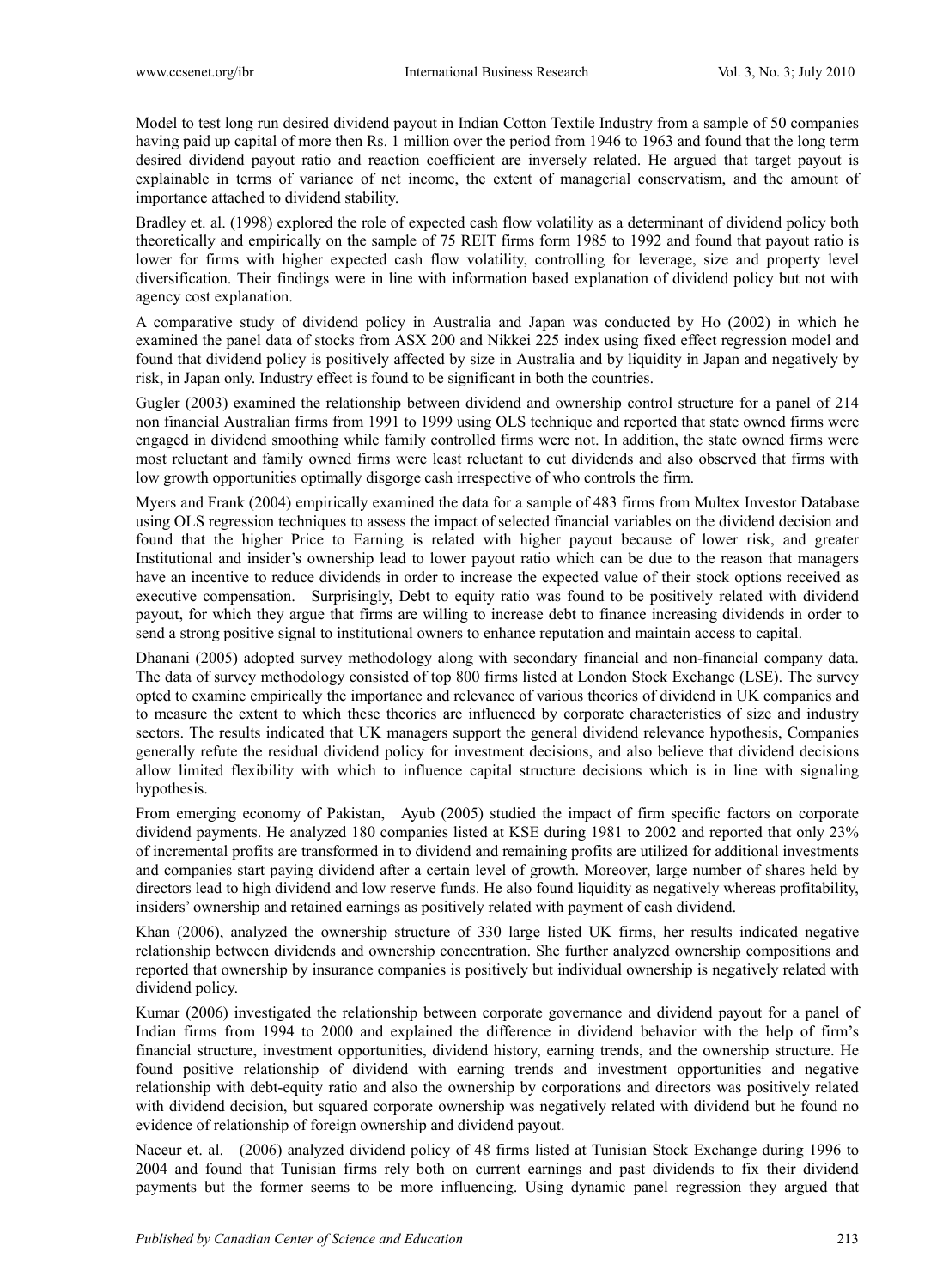Model to test long run desired dividend payout in Indian Cotton Textile Industry from a sample of 50 companies having paid up capital of more then Rs. 1 million over the period from 1946 to 1963 and found that the long term desired dividend payout ratio and reaction coefficient are inversely related. He argued that target payout is explainable in terms of variance of net income, the extent of managerial conservatism, and the amount of importance attached to dividend stability.

Bradley et. al. (1998) explored the role of expected cash flow volatility as a determinant of dividend policy both theoretically and empirically on the sample of 75 REIT firms form 1985 to 1992 and found that payout ratio is lower for firms with higher expected cash flow volatility, controlling for leverage, size and property level diversification. Their findings were in line with information based explanation of dividend policy but not with agency cost explanation.

A comparative study of dividend policy in Australia and Japan was conducted by Ho (2002) in which he examined the panel data of stocks from ASX 200 and Nikkei 225 index using fixed effect regression model and found that dividend policy is positively affected by size in Australia and by liquidity in Japan and negatively by risk, in Japan only. Industry effect is found to be significant in both the countries.

Gugler (2003) examined the relationship between dividend and ownership control structure for a panel of 214 non financial Australian firms from 1991 to 1999 using OLS technique and reported that state owned firms were engaged in dividend smoothing while family controlled firms were not. In addition, the state owned firms were most reluctant and family owned firms were least reluctant to cut dividends and also observed that firms with low growth opportunities optimally disgorge cash irrespective of who controls the firm.

Myers and Frank (2004) empirically examined the data for a sample of 483 firms from Multex Investor Database using OLS regression techniques to assess the impact of selected financial variables on the dividend decision and found that the higher Price to Earning is related with higher payout because of lower risk, and greater Institutional and insider's ownership lead to lower payout ratio which can be due to the reason that managers have an incentive to reduce dividends in order to increase the expected value of their stock options received as executive compensation. Surprisingly, Debt to equity ratio was found to be positively related with dividend payout, for which they argue that firms are willing to increase debt to finance increasing dividends in order to send a strong positive signal to institutional owners to enhance reputation and maintain access to capital.

Dhanani (2005) adopted survey methodology along with secondary financial and non-financial company data. The data of survey methodology consisted of top 800 firms listed at London Stock Exchange (LSE). The survey opted to examine empirically the importance and relevance of various theories of dividend in UK companies and to measure the extent to which these theories are influenced by corporate characteristics of size and industry sectors. The results indicated that UK managers support the general dividend relevance hypothesis, Companies generally refute the residual dividend policy for investment decisions, and also believe that dividend decisions allow limited flexibility with which to influence capital structure decisions which is in line with signaling hypothesis.

From emerging economy of Pakistan, Ayub (2005) studied the impact of firm specific factors on corporate dividend payments. He analyzed 180 companies listed at KSE during 1981 to 2002 and reported that only 23% of incremental profits are transformed in to dividend and remaining profits are utilized for additional investments and companies start paying dividend after a certain level of growth. Moreover, large number of shares held by directors lead to high dividend and low reserve funds. He also found liquidity as negatively whereas profitability, insiders' ownership and retained earnings as positively related with payment of cash dividend.

Khan (2006), analyzed the ownership structure of 330 large listed UK firms, her results indicated negative relationship between dividends and ownership concentration. She further analyzed ownership compositions and reported that ownership by insurance companies is positively but individual ownership is negatively related with dividend policy.

Kumar (2006) investigated the relationship between corporate governance and dividend payout for a panel of Indian firms from 1994 to 2000 and explained the difference in dividend behavior with the help of firm's financial structure, investment opportunities, dividend history, earning trends, and the ownership structure. He found positive relationship of dividend with earning trends and investment opportunities and negative relationship with debt-equity ratio and also the ownership by corporations and directors was positively related with dividend decision, but squared corporate ownership was negatively related with dividend but he found no evidence of relationship of foreign ownership and dividend payout.

Naceur et. al. (2006) analyzed dividend policy of 48 firms listed at Tunisian Stock Exchange during 1996 to 2004 and found that Tunisian firms rely both on current earnings and past dividends to fix their dividend payments but the former seems to be more influencing. Using dynamic panel regression they argued that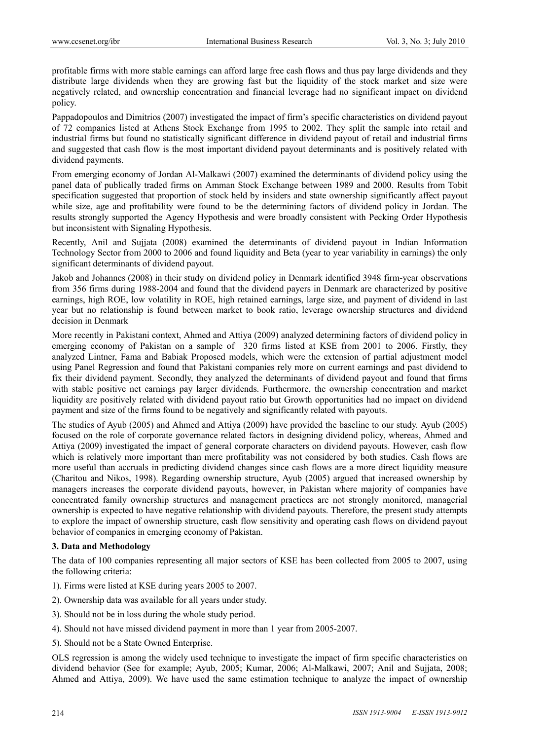profitable firms with more stable earnings can afford large free cash flows and thus pay large dividends and they distribute large dividends when they are growing fast but the liquidity of the stock market and size were negatively related, and ownership concentration and financial leverage had no significant impact on dividend policy.

Pappadopoulos and Dimitrios (2007) investigated the impact of firm's specific characteristics on dividend payout of 72 companies listed at Athens Stock Exchange from 1995 to 2002. They split the sample into retail and industrial firms but found no statistically significant difference in dividend payout of retail and industrial firms and suggested that cash flow is the most important dividend payout determinants and is positively related with dividend payments.

From emerging economy of Jordan Al-Malkawi (2007) examined the determinants of dividend policy using the panel data of publically traded firms on Amman Stock Exchange between 1989 and 2000. Results from Tobit specification suggested that proportion of stock held by insiders and state ownership significantly affect payout while size, age and profitability were found to be the determining factors of dividend policy in Jordan. The results strongly supported the Agency Hypothesis and were broadly consistent with Pecking Order Hypothesis but inconsistent with Signaling Hypothesis.

Recently, Anil and Sujjata (2008) examined the determinants of dividend payout in Indian Information Technology Sector from 2000 to 2006 and found liquidity and Beta (year to year variability in earnings) the only significant determinants of dividend payout.

Jakob and Johannes (2008) in their study on dividend policy in Denmark identified 3948 firm-year observations from 356 firms during 1988-2004 and found that the dividend payers in Denmark are characterized by positive earnings, high ROE, low volatility in ROE, high retained earnings, large size, and payment of dividend in last year but no relationship is found between market to book ratio, leverage ownership structures and dividend decision in Denmark

More recently in Pakistani context, Ahmed and Attiya (2009) analyzed determining factors of dividend policy in emerging economy of Pakistan on a sample of 320 firms listed at KSE from 2001 to 2006. Firstly, they analyzed Lintner, Fama and Babiak Proposed models, which were the extension of partial adjustment model using Panel Regression and found that Pakistani companies rely more on current earnings and past dividend to fix their dividend payment. Secondly, they analyzed the determinants of dividend payout and found that firms with stable positive net earnings pay larger dividends. Furthermore, the ownership concentration and market liquidity are positively related with dividend payout ratio but Growth opportunities had no impact on dividend payment and size of the firms found to be negatively and significantly related with payouts.

The studies of Ayub (2005) and Ahmed and Attiya (2009) have provided the baseline to our study. Ayub (2005) focused on the role of corporate governance related factors in designing dividend policy, whereas, Ahmed and Attiya (2009) investigated the impact of general corporate characters on dividend payouts. However, cash flow which is relatively more important than mere profitability was not considered by both studies. Cash flows are more useful than accruals in predicting dividend changes since cash flows are a more direct liquidity measure (Charitou and Nikos, 1998). Regarding ownership structure, Ayub (2005) argued that increased ownership by managers increases the corporate dividend payouts, however, in Pakistan where majority of companies have concentrated family ownership structures and management practices are not strongly monitored, managerial ownership is expected to have negative relationship with dividend payouts. Therefore, the present study attempts to explore the impact of ownership structure, cash flow sensitivity and operating cash flows on dividend payout behavior of companies in emerging economy of Pakistan.

## 3. Data and Methodology

The data of 100 companies representing all major sectors of KSE has been collected from 2005 to 2007, using the following criteria:

1). Firms were listed at KSE during years 2005 to 2007.

2). Ownership data was available for all years under study.

3). Should not be in loss during the whole study period.

4). Should not have missed dividend payment in more than 1 year from 2005-2007.

5). Should not be a State Owned Enterprise.

OLS regression is among the widely used technique to investigate the impact of firm specific characteristics on dividend behavior (See for example; Ayub, 2005; Kumar, 2006; Al-Malkawi, 2007; Anil and Sujjata, 2008; Ahmed and Attiya, 2009). We have used the same estimation technique to analyze the impact of ownership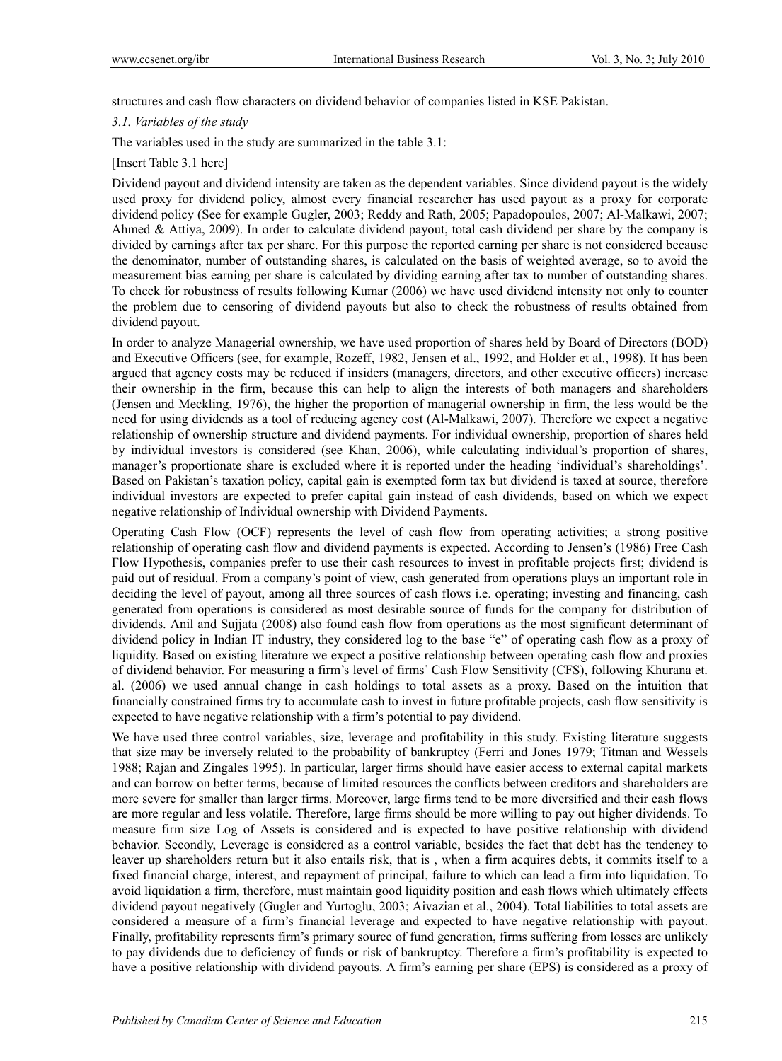structures and cash flow characters on dividend behavior of companies listed in KSE Pakistan.

### *3.1. Variables of the study*

The variables used in the study are summarized in the table 3.1:

[Insert Table 3.1 here]

Dividend payout and dividend intensity are taken as the dependent variables. Since dividend payout is the widely used proxy for dividend policy, almost every financial researcher has used payout as a proxy for corporate dividend policy (See for example Gugler, 2003; Reddy and Rath, 2005; Papadopoulos, 2007; Al-Malkawi, 2007; Ahmed & Attiya, 2009). In order to calculate dividend payout, total cash dividend per share by the company is divided by earnings after tax per share. For this purpose the reported earning per share is not considered because the denominator, number of outstanding shares, is calculated on the basis of weighted average, so to avoid the measurement bias earning per share is calculated by dividing earning after tax to number of outstanding shares. To check for robustness of results following Kumar (2006) we have used dividend intensity not only to counter the problem due to censoring of dividend payouts but also to check the robustness of results obtained from dividend payout.

In order to analyze Managerial ownership, we have used proportion of shares held by Board of Directors (BOD) and Executive Officers (see, for example, Rozeff, 1982, Jensen et al., 1992, and Holder et al., 1998). It has been argued that agency costs may be reduced if insiders (managers, directors, and other executive officers) increase their ownership in the firm, because this can help to align the interests of both managers and shareholders (Jensen and Meckling, 1976), the higher the proportion of managerial ownership in firm, the less would be the need for using dividends as a tool of reducing agency cost (Al-Malkawi, 2007). Therefore we expect a negative relationship of ownership structure and dividend payments. For individual ownership, proportion of shares held by individual investors is considered (see Khan, 2006), while calculating individual's proportion of shares, manager's proportionate share is excluded where it is reported under the heading 'individual's shareholdings'. Based on Pakistan's taxation policy, capital gain is exempted form tax but dividend is taxed at source, therefore individual investors are expected to prefer capital gain instead of cash dividends, based on which we expect negative relationship of Individual ownership with Dividend Payments.

Operating Cash Flow (OCF) represents the level of cash flow from operating activities; a strong positive relationship of operating cash flow and dividend payments is expected. According to Jensen's (1986) Free Cash Flow Hypothesis, companies prefer to use their cash resources to invest in profitable projects first; dividend is paid out of residual. From a company's point of view, cash generated from operations plays an important role in deciding the level of payout, among all three sources of cash flows i.e. operating; investing and financing, cash generated from operations is considered as most desirable source of funds for the company for distribution of dividends. Anil and Sujjata (2008) also found cash flow from operations as the most significant determinant of dividend policy in Indian IT industry, they considered log to the base "e" of operating cash flow as a proxy of liquidity. Based on existing literature we expect a positive relationship between operating cash flow and proxies of dividend behavior. For measuring a firm's level of firms' Cash Flow Sensitivity (CFS), following Khurana et. al. (2006) we used annual change in cash holdings to total assets as a proxy. Based on the intuition that financially constrained firms try to accumulate cash to invest in future profitable projects, cash flow sensitivity is expected to have negative relationship with a firm's potential to pay dividend.

We have used three control variables, size, leverage and profitability in this study. Existing literature suggests that size may be inversely related to the probability of bankruptcy (Ferri and Jones 1979; Titman and Wessels 1988; Rajan and Zingales 1995). In particular, larger firms should have easier access to external capital markets and can borrow on better terms, because of limited resources the conflicts between creditors and shareholders are more severe for smaller than larger firms. Moreover, large firms tend to be more diversified and their cash flows are more regular and less volatile. Therefore, large firms should be more willing to pay out higher dividends. To measure firm size Log of Assets is considered and is expected to have positive relationship with dividend behavior. Secondly, Leverage is considered as a control variable, besides the fact that debt has the tendency to leaver up shareholders return but it also entails risk, that is , when a firm acquires debts, it commits itself to a fixed financial charge, interest, and repayment of principal, failure to which can lead a firm into liquidation. To avoid liquidation a firm, therefore, must maintain good liquidity position and cash flows which ultimately effects dividend payout negatively (Gugler and Yurtoglu, 2003; Aivazian et al., 2004). Total liabilities to total assets are considered a measure of a firm's financial leverage and expected to have negative relationship with payout. Finally, profitability represents firm's primary source of fund generation, firms suffering from losses are unlikely to pay dividends due to deficiency of funds or risk of bankruptcy. Therefore a firm's profitability is expected to have a positive relationship with dividend payouts. A firm's earning per share (EPS) is considered as a proxy of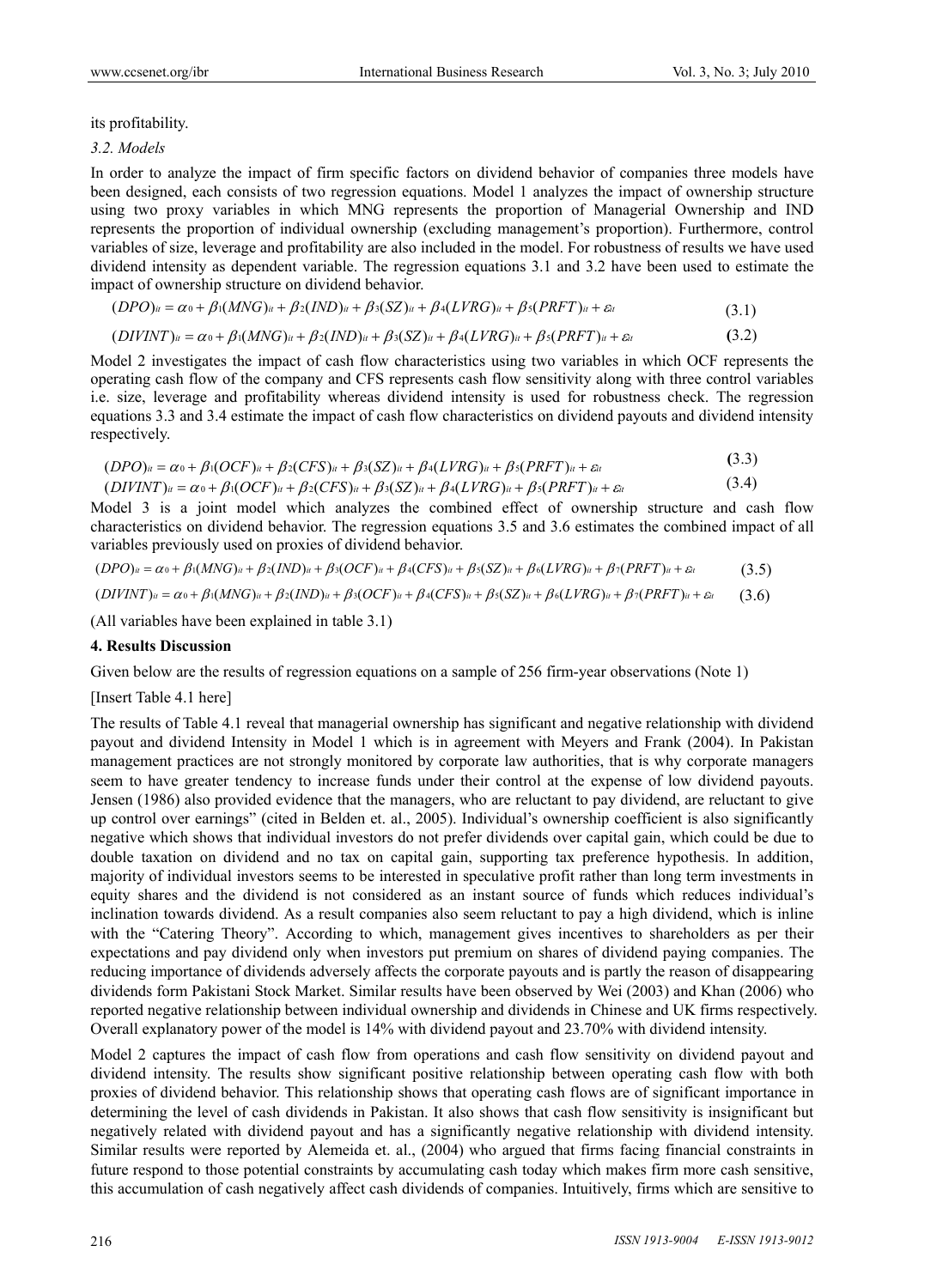its profitability.

*3.2. Models*

In order to analyze the impact of firm specific factors on dividend behavior of companies three models have been designed, each consists of two regression equations. Model 1 analyzes the impact of ownership structure using two proxy variables in which MNG represents the proportion of Managerial Ownership and IND represents the proportion of individual ownership (excluding management's proportion). Furthermore, control variables of size, leverage and profitability are also included in the model. For robustness of results we have used dividend intensity as dependent variable. The regression equations 3.1 and 3.2 have been used to estimate the impact of ownership structure on dividend behavior.

$$(DPO)_{it} = \alpha_0 + \beta_1(MNG)_{it} + \beta_2(IND)_{it} + \beta_3(SZ)_{it} + \beta_4(LVRG)_{it} + \beta_5(PRFT)_{it} + \varepsilon_{it} \tag{3.1}$$

$$(DIVINT)_{it} = \alpha_0 + \beta_1(MNG)_{it} + \beta_2(IND)_{it} + \beta_3(SZ)_{it} + \beta_4(LVRG)_{it} + \beta_5(PRFT)_{it} + \varepsilon_{it} \tag{3.2}$$

Model 2 investigates the impact of cash flow characteristics using two variables in which OCF represents the operating cash flow of the company and CFS represents cash flow sensitivity along with three control variables i.e. size, leverage and profitability whereas dividend intensity is used for robustness check. The regression equations 3.3 and 3.4 estimate the impact of cash flow characteristics on dividend payouts and dividend intensity respectively.

$$(DPO)_{it} = \alpha_0 + \beta_1(OCF)_{it} + \beta_2(CFS)_{it} + \beta_3(SZ)_{it} + \beta_4(LVRG)_{it} + \beta_5(PRFT)_{it} + \varepsilon_{it} \tag{3.3}$$

$$(DIVINT)_{it} = \alpha_0 + \beta_1(OCF)_{it} + \beta_2(CFS)_{it} + \beta_3(SZ)_{it} + \beta_4(LVRG)_{it} + \beta_5(PRFT)_{it} + \varepsilon_{it} \tag{3.4}$$

Model 3 is a joint model which analyzes the combined effect of ownership structure and cash flow characteristics on dividend behavior. The regression equations 3.5 and 3.6 estimates the combined impact of all variables previously used on proxies of dividend behavior.

$$(DPO)_{it} = \alpha_0 + \beta_1(MNG)_{it} + \beta_2(IND)_{it} + \beta_3(OCF)_{it} + \beta_4(CFS)_{it} + \beta_5(SZ)_{it} + \beta_6(LVRG)_{it} + \beta_7(PRFT)_{it} + \varepsilon_{it} \tag{3.5}$$

$$(DIVINT)_{it} = \alpha_0 + \beta_1(MNG)_{it} + \beta_2(IND)_{it} + \beta_3(OCF)_{it} + \beta_4(CFS)_{it} + \beta_5(SZ)_{it} + \beta_6(LVRG)_{it} + \beta_7(PRFT)_{it} + \varepsilon_{it} \tag{3.6}$$

(All variables have been explained in table 3.1)

## 4. Results Discussion

Given below are the results of regression equations on a sample of 256 firm-year observations (Note 1)

[Insert Table 4.1 here]

The results of Table 4.1 reveal that managerial ownership has significant and negative relationship with dividend payout and dividend Intensity in Model 1 which is in agreement with Meyers and Frank (2004). In Pakistan management practices are not strongly monitored by corporate law authorities, that is why corporate managers seem to have greater tendency to increase funds under their control at the expense of low dividend payouts. Jensen (1986) also provided evidence that the managers, who are reluctant to pay dividend, are reluctant to give up control over earnings" (cited in Belden et. al., 2005). Individual's ownership coefficient is also significantly negative which shows that individual investors do not prefer dividends over capital gain, which could be due to double taxation on dividend and no tax on capital gain, supporting tax preference hypothesis. In addition, majority of individual investors seems to be interested in speculative profit rather than long term investments in equity shares and the dividend is not considered as an instant source of funds which reduces individual's inclination towards dividend. As a result companies also seem reluctant to pay a high dividend, which is inline with the "Catering Theory". According to which, management gives incentives to shareholders as per their expectations and pay dividend only when investors put premium on shares of dividend paying companies. The reducing importance of dividends adversely affects the corporate payouts and is partly the reason of disappearing dividends form Pakistani Stock Market. Similar results have been observed by Wei (2003) and Khan (2006) who reported negative relationship between individual ownership and dividends in Chinese and UK firms respectively. Overall explanatory power of the model is 14% with dividend payout and 23.70% with dividend intensity.

Model 2 captures the impact of cash flow from operations and cash flow sensitivity on dividend payout and dividend intensity. The results show significant positive relationship between operating cash flow with both proxies of dividend behavior. This relationship shows that operating cash flows are of significant importance in determining the level of cash dividends in Pakistan. It also shows that cash flow sensitivity is insignificant but negatively related with dividend payout and has a significantly negative relationship with dividend intensity. Similar results were reported by Alemeida et. al., (2004) who argued that firms facing financial constraints in future respond to those potential constraints by accumulating cash today which makes firm more cash sensitive, this accumulation of cash negatively affect cash dividends of companies. Intuitively, firms which are sensitive to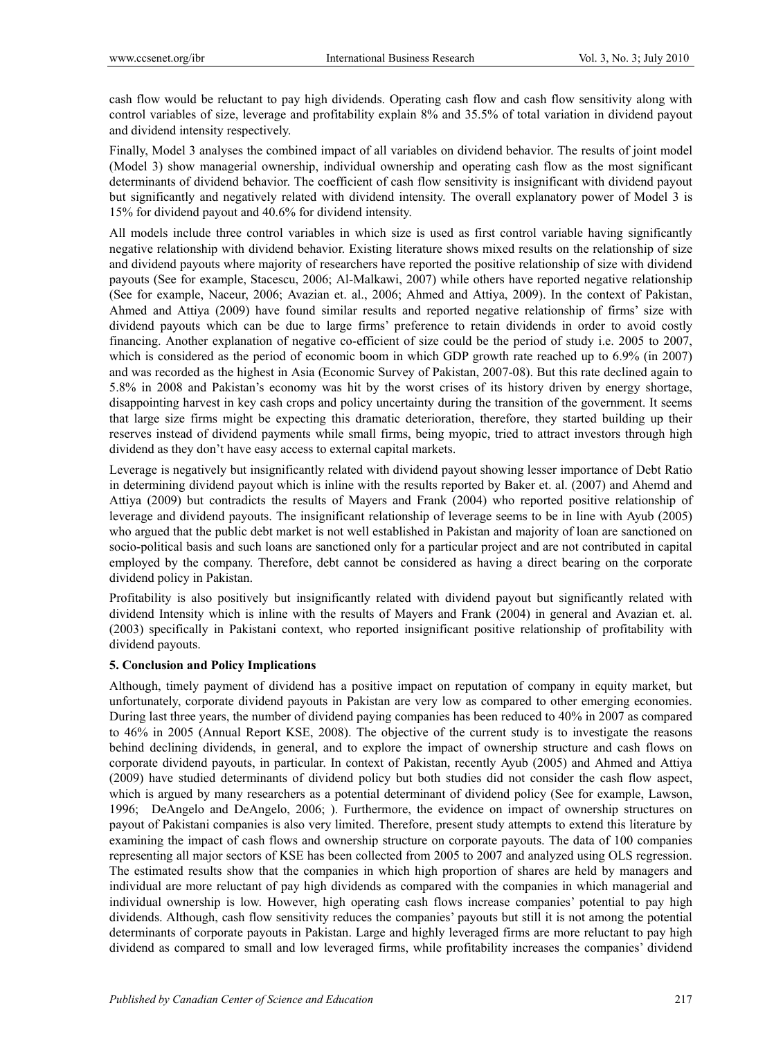cash flow would be reluctant to pay high dividends. Operating cash flow and cash flow sensitivity along with control variables of size, leverage and profitability explain 8% and 35.5% of total variation in dividend payout and dividend intensity respectively.

Finally, Model 3 analyses the combined impact of all variables on dividend behavior. The results of joint model (Model 3) show managerial ownership, individual ownership and operating cash flow as the most significant determinants of dividend behavior. The coefficient of cash flow sensitivity is insignificant with dividend payout but significantly and negatively related with dividend intensity. The overall explanatory power of Model 3 is 15% for dividend payout and 40.6% for dividend intensity.

All models include three control variables in which size is used as first control variable having significantly negative relationship with dividend behavior. Existing literature shows mixed results on the relationship of size and dividend payouts where majority of researchers have reported the positive relationship of size with dividend payouts (See for example, Stacescu, 2006; Al-Malkawi, 2007) while others have reported negative relationship (See for example, Naceur, 2006; Avazian et. al., 2006; Ahmed and Attiya, 2009). In the context of Pakistan, Ahmed and Attiya (2009) have found similar results and reported negative relationship of firms' size with dividend payouts which can be due to large firms' preference to retain dividends in order to avoid costly financing. Another explanation of negative co-efficient of size could be the period of study i.e. 2005 to 2007, which is considered as the period of economic boom in which GDP growth rate reached up to 6.9% (in 2007) and was recorded as the highest in Asia (Economic Survey of Pakistan, 2007-08). But this rate declined again to 5.8% in 2008 and Pakistan's economy was hit by the worst crises of its history driven by energy shortage, disappointing harvest in key cash crops and policy uncertainty during the transition of the government. It seems that large size firms might be expecting this dramatic deterioration, therefore, they started building up their reserves instead of dividend payments while small firms, being myopic, tried to attract investors through high dividend as they don't have easy access to external capital markets.

Leverage is negatively but insignificantly related with dividend payout showing lesser importance of Debt Ratio in determining dividend payout which is inline with the results reported by Baker et. al. (2007) and Ahemd and Attiya (2009) but contradicts the results of Mayers and Frank (2004) who reported positive relationship of leverage and dividend payouts. The insignificant relationship of leverage seems to be in line with Ayub (2005) who argued that the public debt market is not well established in Pakistan and majority of loan are sanctioned on socio-political basis and such loans are sanctioned only for a particular project and are not contributed in capital employed by the company. Therefore, debt cannot be considered as having a direct bearing on the corporate dividend policy in Pakistan.

Profitability is also positively but insignificantly related with dividend payout but significantly related with dividend Intensity which is inline with the results of Mayers and Frank (2004) in general and Avazian et. al. (2003) specifically in Pakistani context, who reported insignificant positive relationship of profitability with dividend payouts.

## 5. Conclusion and Policy Implications

Although, timely payment of dividend has a positive impact on reputation of company in equity market, but unfortunately, corporate dividend payouts in Pakistan are very low as compared to other emerging economies. During last three years, the number of dividend paying companies has been reduced to 40% in 2007 as compared to 46% in 2005 (Annual Report KSE, 2008). The objective of the current study is to investigate the reasons behind declining dividends, in general, and to explore the impact of ownership structure and cash flows on corporate dividend payouts, in particular. In context of Pakistan, recently Ayub (2005) and Ahmed and Attiya (2009) have studied determinants of dividend policy but both studies did not consider the cash flow aspect, which is argued by many researchers as a potential determinant of dividend policy (See for example, Lawson, 1996; DeAngelo and DeAngelo, 2006; ). Furthermore, the evidence on impact of ownership structures on payout of Pakistani companies is also very limited. Therefore, present study attempts to extend this literature by examining the impact of cash flows and ownership structure on corporate payouts. The data of 100 companies representing all major sectors of KSE has been collected from 2005 to 2007 and analyzed using OLS regression. The estimated results show that the companies in which high proportion of shares are held by managers and individual are more reluctant of pay high dividends as compared with the companies in which managerial and individual ownership is low. However, high operating cash flows increase companies' potential to pay high dividends. Although, cash flow sensitivity reduces the companies' payouts but still it is not among the potential determinants of corporate payouts in Pakistan. Large and highly leveraged firms are more reluctant to pay high dividend as compared to small and low leveraged firms, while profitability increases the companies' dividend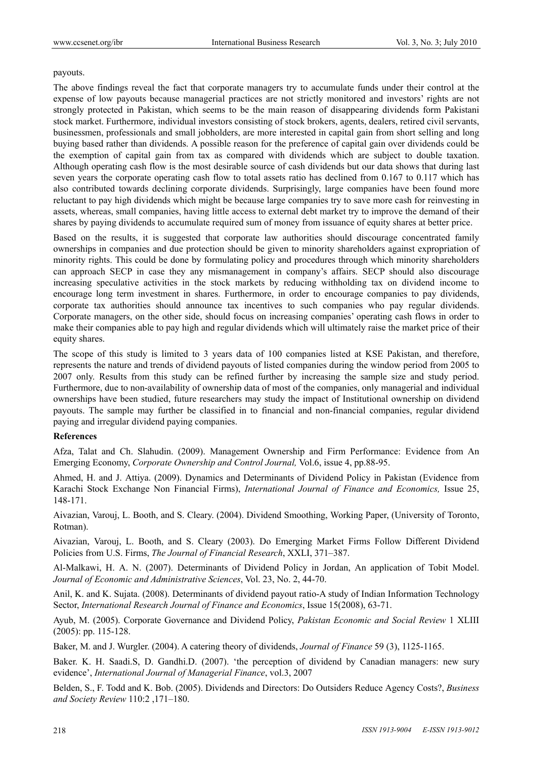payouts.

The above findings reveal the fact that corporate managers try to accumulate funds under their control at the expense of low payouts because managerial practices are not strictly monitored and investors' rights are not strongly protected in Pakistan, which seems to be the main reason of disappearing dividends form Pakistani stock market. Furthermore, individual investors consisting of stock brokers, agents, dealers, retired civil servants, businessmen, professionals and small jobholders, are more interested in capital gain from short selling and long buying based rather than dividends. A possible reason for the preference of capital gain over dividends could be the exemption of capital gain from tax as compared with dividends which are subject to double taxation. Although operating cash flow is the most desirable source of cash dividends but our data shows that during last seven years the corporate operating cash flow to total assets ratio has declined from 0.167 to 0.117 which has also contributed towards declining corporate dividends. Surprisingly, large companies have been found more reluctant to pay high dividends which might be because large companies try to save more cash for reinvesting in assets, whereas, small companies, having little access to external debt market try to improve the demand of their shares by paying dividends to accumulate required sum of money from issuance of equity shares at better price.

Based on the results, it is suggested that corporate law authorities should discourage concentrated family ownerships in companies and due protection should be given to minority shareholders against expropriation of minority rights. This could be done by formulating policy and procedures through which minority shareholders can approach SECP in case they any mismanagement in company's affairs. SECP should also discourage increasing speculative activities in the stock markets by reducing withholding tax on dividend income to encourage long term investment in shares. Furthermore, in order to encourage companies to pay dividends, corporate tax authorities should announce tax incentives to such companies who pay regular dividends. Corporate managers, on the other side, should focus on increasing companies' operating cash flows in order to make their companies able to pay high and regular dividends which will ultimately raise the market price of their equity shares.

The scope of this study is limited to 3 years data of 100 companies listed at KSE Pakistan, and therefore, represents the nature and trends of dividend payouts of listed companies during the window period from 2005 to 2007 only. Results from this study can be refined further by increasing the sample size and study period. Furthermore, due to non-availability of ownership data of most of the companies, only managerial and individual ownerships have been studied, future researchers may study the impact of Institutional ownership on dividend payouts. The sample may further be classified in to financial and non-financial companies, regular dividend paying and irregular dividend paying companies.

## References

Afza, Talat and Ch. Slahudin. (2009). Management Ownership and Firm Performance: Evidence from An Emerging Economy, *Corporate Ownership and Control Journal,* Vol.6, issue 4, pp.88-95.

Ahmed, H. and J. Attiya. (2009). Dynamics and Determinants of Dividend Policy in Pakistan (Evidence from Karachi Stock Exchange Non Financial Firms), *International Journal of Finance and Economics,* Issue 25, 148-171.

Aivazian, Varouj, L. Booth, and S. Cleary. (2004). Dividend Smoothing, Working Paper, (University of Toronto, Rotman).

Aivazian, Varouj, L. Booth, and S. Cleary (2003). Do Emerging Market Firms Follow Different Dividend Policies from U.S. Firms, *The Journal of Financial Research*, XXLI, 371–387.

Al-Malkawi, H. A. N. (2007). Determinants of Dividend Policy in Jordan, An application of Tobit Model. *Journal of Economic and Administrative Sciences*, Vol. 23, No. 2, 44-70.

Anil, K. and K. Sujata. (2008). Determinants of dividend payout ratio-A study of Indian Information Technology Sector, *International Research Journal of Finance and Economics*, Issue 15(2008), 63-71.

Ayub, M. (2005). Corporate Governance and Dividend Policy, *Pakistan Economic and Social Review* 1 XLIII (2005): pp. 115-128.

Baker, M. and J. Wurgler. (2004). A catering theory of dividends, *Journal of Finance* 59 (3), 1125-1165.

Baker. K. H. Saadi.S, D. Gandhi.D. (2007). 'the perception of dividend by Canadian managers: new sury evidence', *International Journal of Managerial Finance*, vol.3, 2007

Belden, S., F. Todd and K. Bob. (2005). Dividends and Directors: Do Outsiders Reduce Agency Costs?, *Business and Society Review* 110:2 ,171–180.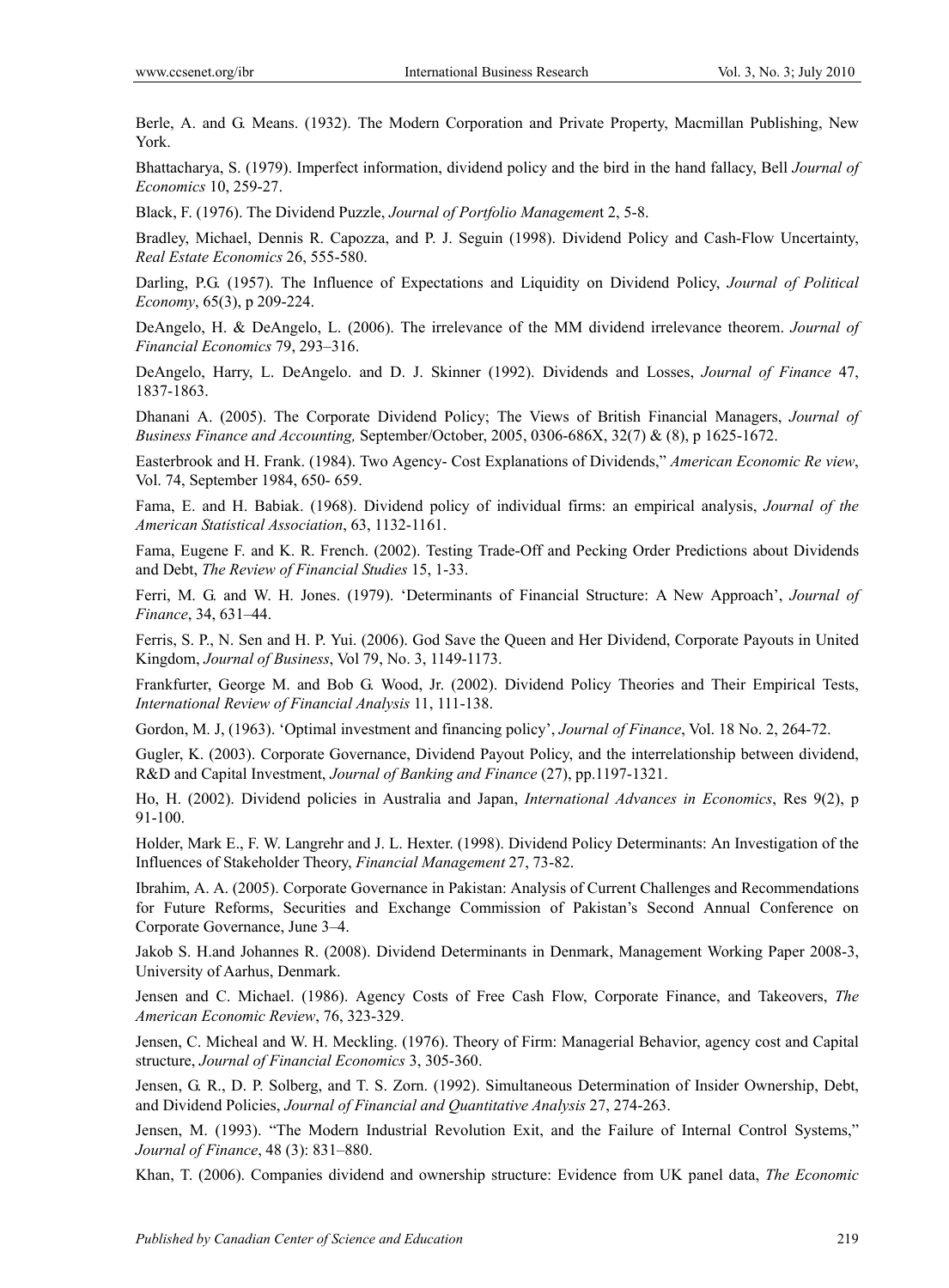Berle, A. and G. Means. (1932). The Modern Corporation and Private Property, Macmillan Publishing, New York.

Bhattacharya, S. (1979). Imperfect information, dividend policy and the bird in the hand fallacy, Bell *Journal of Economics* 10, 259-27.

Black, F. (1976). The Dividend Puzzle, *Journal of Portfolio Managemen*t 2, 5-8.

Bradley, Michael, Dennis R. Capozza, and P. J. Seguin (1998). Dividend Policy and Cash-Flow Uncertainty, *Real Estate Economics* 26, 555-580.

Darling, P.G. (1957). The Influence of Expectations and Liquidity on Dividend Policy, *Journal of Political Economy*, 65(3), p 209-224.

DeAngelo, H. & DeAngelo, L. (2006). The irrelevance of the MM dividend irrelevance theorem. *Journal of Financial Economics* 79, 293–316.

DeAngelo, Harry, L. DeAngelo. and D. J. Skinner (1992). Dividends and Losses, *Journal of Finance* 47, 1837-1863.

Dhanani A. (2005). The Corporate Dividend Policy; The Views of British Financial Managers, *Journal of Business Finance and Accounting,* September/October, 2005, 0306-686X, 32(7) & (8), p 1625-1672.

Easterbrook and H. Frank. (1984). Two Agency- Cost Explanations of Dividends," *American Economic Re view*, Vol. 74, September 1984, 650- 659.

Fama, E. and H. Babiak. (1968). Dividend policy of individual firms: an empirical analysis, *Journal of the American Statistical Association*, 63, 1132-1161.

Fama, Eugene F. and K. R. French. (2002). Testing Trade-Off and Pecking Order Predictions about Dividends and Debt, *The Review of Financial Studies* 15, 1-33.

Ferri, M. G. and W. H. Jones. (1979). 'Determinants of Financial Structure: A New Approach', *Journal of Finance*, 34, 631–44.

Ferris, S. P., N. Sen and H. P. Yui. (2006). God Save the Queen and Her Dividend, Corporate Payouts in United Kingdom, *Journal of Business*, Vol 79, No. 3, 1149-1173.

Frankfurter, George M. and Bob G. Wood, Jr. (2002). Dividend Policy Theories and Their Empirical Tests, *International Review of Financial Analysis* 11, 111-138.

Gordon, M. J, (1963). 'Optimal investment and financing policy', *Journal of Finance*, Vol. 18 No. 2, 264-72.

Gugler, K. (2003). Corporate Governance, Dividend Payout Policy, and the interrelationship between dividend, R&D and Capital Investment, *Journal of Banking and Finance* (27), pp.1197-1321.

Ho, H. (2002). Dividend policies in Australia and Japan, *International Advances in Economics*, Res 9(2), p 91-100.

Holder, Mark E., F. W. Langrehr and J. L. Hexter. (1998). Dividend Policy Determinants: An Investigation of the Influences of Stakeholder Theory, *Financial Management* 27, 73-82.

Ibrahim, A. A. (2005). Corporate Governance in Pakistan: Analysis of Current Challenges and Recommendations for Future Reforms, Securities and Exchange Commission of Pakistan's Second Annual Conference on Corporate Governance, June 3–4.

Jakob S. H.and Johannes R. (2008). Dividend Determinants in Denmark, Management Working Paper 2008-3, University of Aarhus, Denmark.

Jensen and C. Michael. (1986). Agency Costs of Free Cash Flow, Corporate Finance, and Takeovers, *The American Economic Review*, 76, 323-329.

Jensen, C. Micheal and W. H. Meckling. (1976). Theory of Firm: Managerial Behavior, agency cost and Capital structure, *Journal of Financial Economics* 3, 305-360.

Jensen, G. R., D. P. Solberg, and T. S. Zorn. (1992). Simultaneous Determination of Insider Ownership, Debt, and Dividend Policies, *Journal of Financial and Quantitative Analysis* 27, 274-263.

Jensen, M. (1993). "The Modern Industrial Revolution Exit, and the Failure of Internal Control Systems," *Journal of Finance*, 48 (3): 831–880.

Khan, T. (2006). Companies dividend and ownership structure: Evidence from UK panel data, *The Economic*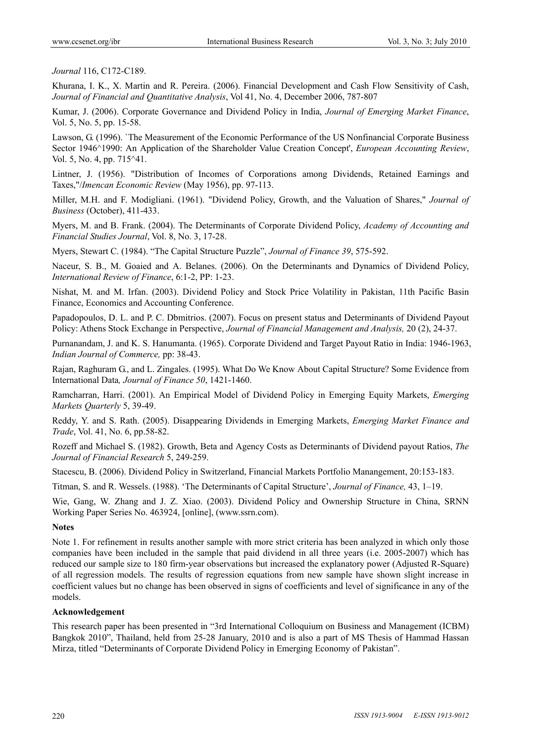*Journal* 116, C172-C189.

Khurana, I. K., X. Martin and R. Pereira. (2006). Financial Development and Cash Flow Sensitivity of Cash, *Journal of Financial and Quantitative Analysis*, Vol 41, No. 4, December 2006, 787-807

Kumar, J. (2006). Corporate Governance and Dividend Policy in India, *Journal of Emerging Market Finance*, Vol. 5, No. 5, pp. 15-58.

Lawson, G. (1996). `The Measurement of the Economic Performance of the US Nonfinancial Corporate Business Sector 1946^1990: An Application of the Shareholder Value Creation Concept', *European Accounting Review*, Vol. 5, No. 4, pp. 715^41.

Lintner, J. (1956). "Distribution of Incomes of Corporations among Dividends, Retained Earnings and Taxes,"/*Imencan Economic Review* (May 1956), pp. 97-113.

Miller, M.H. and F. Modigliani. (1961). "Dividend Policy, Growth, and the Valuation of Shares," *Journal of Business* (October), 411-433.

Myers, M. and B. Frank. (2004). The Determinants of Corporate Dividend Policy, *Academy of Accounting and Financial Studies Journal*, Vol. 8, No. 3, 17-28.

Myers, Stewart C. (1984). "The Capital Structure Puzzle", *Journal of Finance 39*, 575-592.

Naceur, S. B., M. Goaied and A. Belanes. (2006). On the Determinants and Dynamics of Dividend Policy, *International Review of Finance*, 6:1-2, PP: 1-23.

Nishat, M. and M. Irfan. (2003). Dividend Policy and Stock Price Volatility in Pakistan, 11th Pacific Basin Finance, Economics and Accounting Conference.

Papadopoulos, D. L. and P. C. Dbmitrios. (2007). Focus on present status and Determinants of Dividend Payout Policy: Athens Stock Exchange in Perspective, *Journal of Financial Management and Analysis,* 20 (2), 24-37.

Purnanandam, J. and K. S. Hanumanta. (1965). Corporate Dividend and Target Payout Ratio in India: 1946-1963, *Indian Journal of Commerce,* pp: 38-43.

Rajan, Raghuram G., and L. Zingales. (1995). What Do We Know About Capital Structure? Some Evidence from International Data*, Journal of Finance 50*, 1421-1460.

Ramcharran, Harri. (2001). An Empirical Model of Dividend Policy in Emerging Equity Markets, *Emerging Markets Quarterly* 5, 39-49.

Reddy, Y. and S. Rath. (2005). Disappearing Dividends in Emerging Markets, *Emerging Market Finance and Trade*, Vol. 41, No. 6, pp.58-82.

Rozeff and Michael S. (1982). Growth, Beta and Agency Costs as Determinants of Dividend payout Ratios, *The Journal of Financial Research* 5, 249-259.

Stacescu, B. (2006). Dividend Policy in Switzerland, Financial Markets Portfolio Manangement, 20:153-183.

Titman, S. and R. Wessels. (1988). 'The Determinants of Capital Structure', *Journal of Finance,* 43, 1–19.

Wie, Gang, W. Zhang and J. Z. Xiao. (2003). Dividend Policy and Ownership Structure in China, SRNN Working Paper Series No. 463924, [online], (www.ssrn.com).

**Notes**

Note 1. For refinement in results another sample with more strict criteria has been analyzed in which only those companies have been included in the sample that paid dividend in all three years (i.e. 2005-2007) which has reduced our sample size to 180 firm-year observations but increased the explanatory power (Adjusted R-Square) of all regression models. The results of regression equations from new sample have shown slight increase in coefficient values but no change has been observed in signs of coefficients and level of significance in any of the models.

**Acknowledgement**

This research paper has been presented in "3rd International Colloquium on Business and Management (ICBM) Bangkok 2010", Thailand, held from 25-28 January, 2010 and is also a part of MS Thesis of Hammad Hassan Mirza, titled "Determinants of Corporate Dividend Policy in Emerging Economy of Pakistan".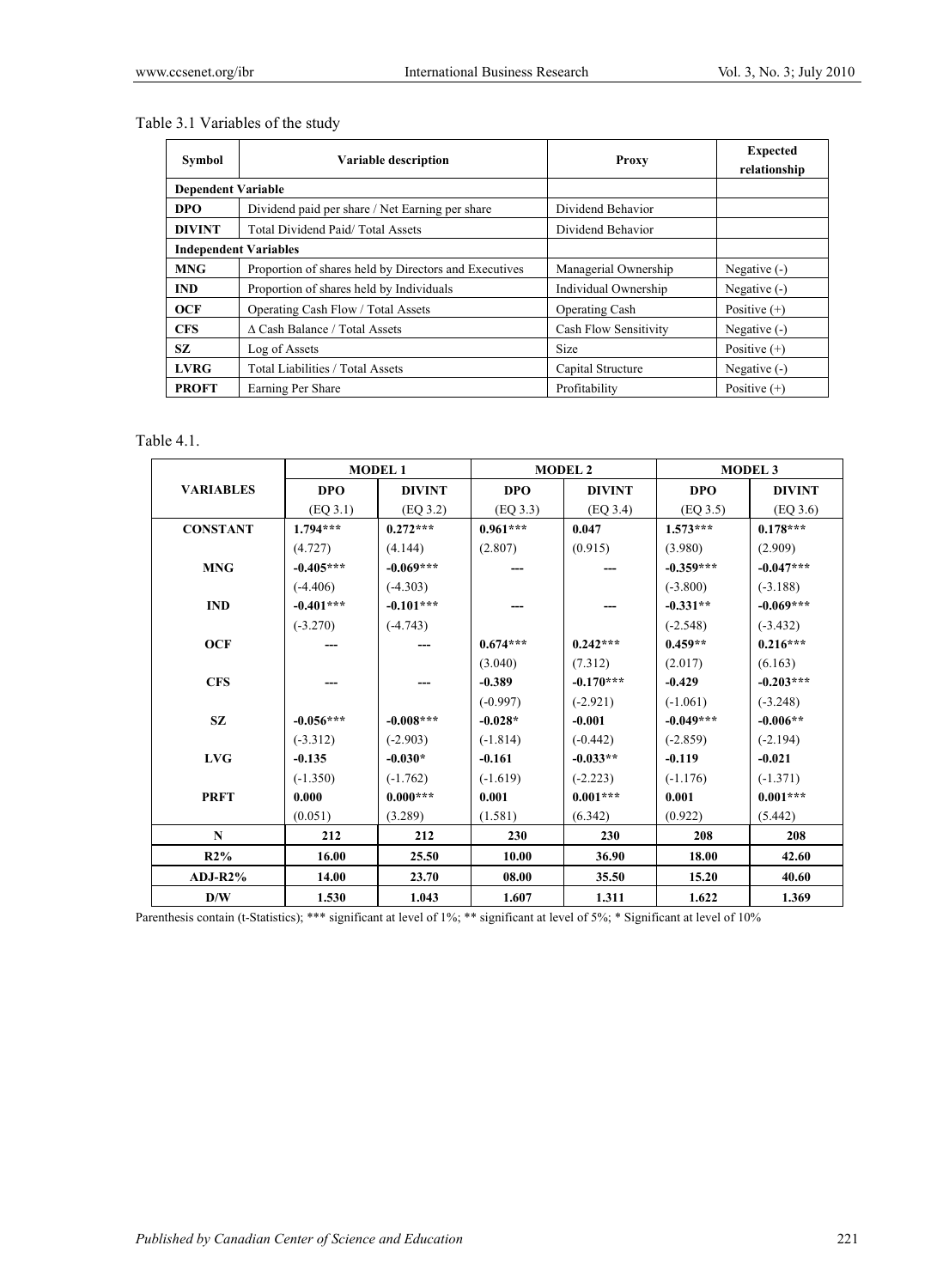Table 3.1 Variables of the study

| Symbol | Variable description | Proxy | Expected relationship |
|---|---|---|---|
| **Dependent Variable** | | | |
| **DPO** | Dividend paid per share / Net Earning per share | Dividend Behavior | |
| **DIVINT** | Total Dividend Paid/ Total Assets | Dividend Behavior | |
| **Independent Variables** | | | |
| **MNG** | Proportion of shares held by Directors and Executives | Managerial Ownership | Negative (-) |
| **IND** | Proportion of shares held by Individuals | Individual Ownership | Negative (-) |
| **OCF** | Operating Cash Flow / Total Assets | Operating Cash | Positive (+) |
| **CFS** | $\Delta$ Cash Balance / Total Assets | Cash Flow Sensitivity | Negative (-) |
| **SZ** | Log of Assets | Size | Positive (+) |
| **LVRG** | Total Liabilities / Total Assets | Capital Structure | Negative (-) |
| **PROFT** | Earning Per Share | Profitability | Positive (+) |

Table 4.1.

| VARIABLES | MODEL 1 | | MODEL 2 | | MODEL 3 | |
|---|---|---|---|---|---|---|
| | **DPO** (EQ 3.1) | **DIVINT** (EQ 3.2) | **DPO** (EQ 3.3) | **DIVINT** (EQ 3.4) | **DPO** (EQ 3.5) | **DIVINT** (EQ 3.6) |
| **CONSTANT** | **1.794***** | **0.272***** | **0.961***** | **0.047** | **1.573***** | **0.178***** |
| | (4.727) | (4.144) | (2.807) | (0.915) | (3.980) | (2.909) |
| **MNG** | **-0.405***** | **-0.069***** | --- | --- | **-0.359***** | **-0.047***** |
| | (-4.406) | (-4.303) | | | (-3.800) | (-3.188) |
| **IND** | **-0.401***** | **-0.101***** | --- | --- | **-0.331**** | **-0.069***** |
| | (-3.270) | (-4.743) | | | (-2.548) | (-3.432) |
| **OCF** | --- | --- | **0.674***** | **0.242***** | **0.459**** | **0.216***** |
| | | | (3.040) | (7.312) | (2.017) | (6.163) |
| **CFS** | --- | --- | **-0.389** | **-0.170***** | **-0.429** | **-0.203***** |
| | | | (-0.997) | (-2.921) | (-1.061) | (-3.248) |
| **SZ** | **-0.056***** | **-0.008***** | **-0.028*** | **-0.001** | **-0.049***** | **-0.006**** |
| | (-3.312) | (-2.903) | (-1.814) | (-0.442) | (-2.859) | (-2.194) |
| **LVG** | **-0.135** | **-0.030*** | **-0.161** | **-0.033**** | **-0.119** | **-0.021** |
| | (-1.350) | (-1.762) | (-1.619) | (-2.223) | (-1.176) | (-1.371) |
| **PRFT** | **0.000** | **0.000***** | **0.001** | **0.001***** | **0.001** | **0.001***** |
| | (0.051) | (3.289) | (1.581) | (6.342) | (0.922) | (5.442) |
| **N** | **212** | **212** | **230** | **230** | **208** | **208** |
| **R2%** | **16.00** | **25.50** | **10.00** | **36.90** | **18.00** | **42.60** |
| **ADJ-R2%** | **14.00** | **23.70** | **08.00** | **35.50** | **15.20** | **40.60** |
| **D/W** | **1.530** | **1.043** | **1.607** | **1.311** | **1.622** | **1.369** |

Parenthesis contain (t-Statistics); *** significant at level of 1%; ** significant at level of 5%; * Significant at level of 10%